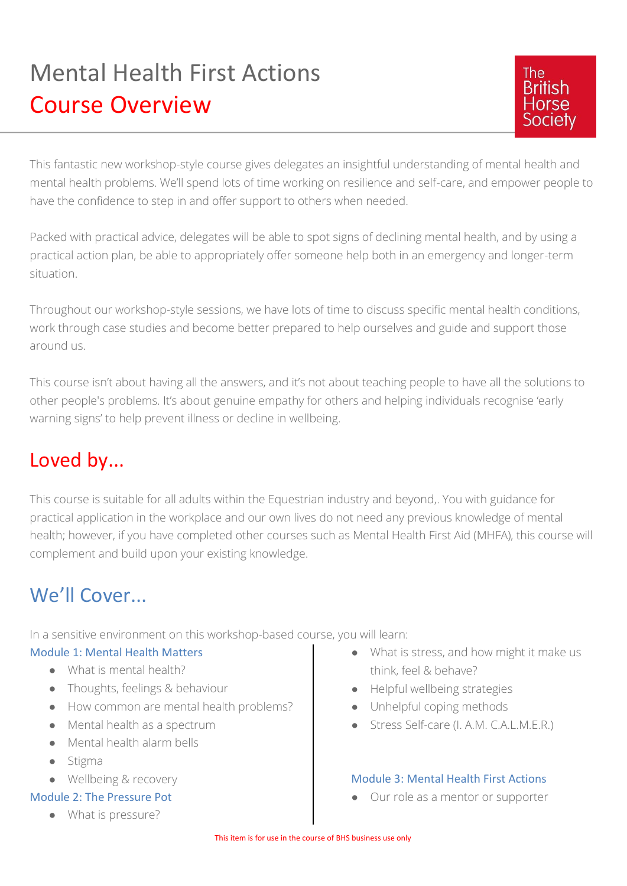# Mental Health First Actions

## Course Overview

The British Horse Society

This fantastic new workshop-style course gives delegates an insightful understanding of mental health and mental health problems. We'll spend lots of time working on resilience and self-care, and empower people to have the confidence to step in and offer support to others when needed.

Packed with practical advice, delegates will be able to spot signs of declining mental health, and by using a practical action plan, be able to appropriately offer someone help both in an emergency and longer-term situation.

Throughout our workshop-style sessions, we have lots of time to discuss specific mental health conditions, work through case studies and become better prepared to help ourselves and guide and support those around us.

This course isn't about having all the answers, and it's not about teaching people to have all the solutions to other people's problems. It's about genuine empathy for others and helping individuals recognise 'early warning signs' to help prevent illness or decline in wellbeing.

## Loved by...

This course is suitable for all adults within the Equestrian industry and beyond,. You with guidance for practical application in the workplace and our own lives do not need any previous knowledge of mental health; however, if you have completed other courses such as Mental Health First Aid (MHFA), this course will complement and build upon your existing knowledge.

## We'll Cover...

In a sensitive environment on this workshop-based course, you will learn:

### Module 1: Mental Health Matters

- What is mental health?
- Thoughts, feelings & behaviour
- How common are mental health problems?
- Mental health as a spectrum
- Mental health alarm bells
- Stigma
- Wellbeing & recovery

### Module 2: The Pressure Pot

- What is pressure?
- What is stress, and how might it make us think, feel & behave?
- Helpful wellbeing strategies
- Unhelpful coping methods
- Stress Self-care (I. A.M. C.A.L.M.E.R.)

### Module 3: Mental Health First Actions

- Our role as a mentor or supporter

This item is for use in the course of BHS business use only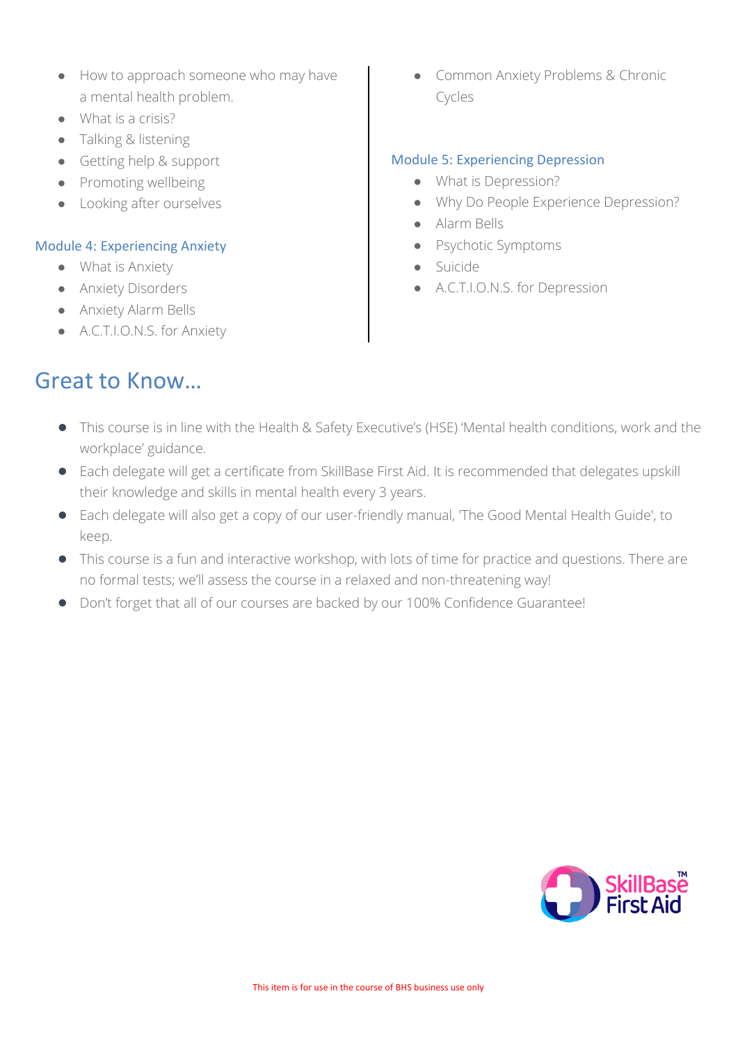- How to approach someone who may have a mental health problem.
- What is a crisis?
- Talking & listening
- Getting help & support
- Promoting wellbeing
- Looking after ourselves

### Module 4: Experiencing Anxiety

- What is Anxiety
- Anxiety Disorders
- Anxiety Alarm Bells
- A.C.T.I.O.N.S. for Anxiety
- Common Anxiety Problems & Chronic Cycles

### Module 5: Experiencing Depression

- What is Depression?
- Why Do People Experience Depression?
- Alarm Bells
- Psychotic Symptoms
- Suicide
- A.C.T.I.O.N.S. for Depression

## Great to Know…

- This course is in line with the Health & Safety Executive's (HSE) 'Mental health conditions, work and the workplace' guidance.
- Each delegate will get a certificate from SkillBase First Aid. It is recommended that delegates upskill their knowledge and skills in mental health every 3 years.
- Each delegate will also get a copy of our user-friendly manual, 'The Good Mental Health Guide', to keep.
- This course is a fun and interactive workshop, with lots of time for practice and questions. There are no formal tests; we'll assess the course in a relaxed and non-threatening way!
- Don't forget that all of our courses are backed by our 100% Confidence Guarantee!

SkillBase™ First Aid

This item is for use in the course of BHS business use only